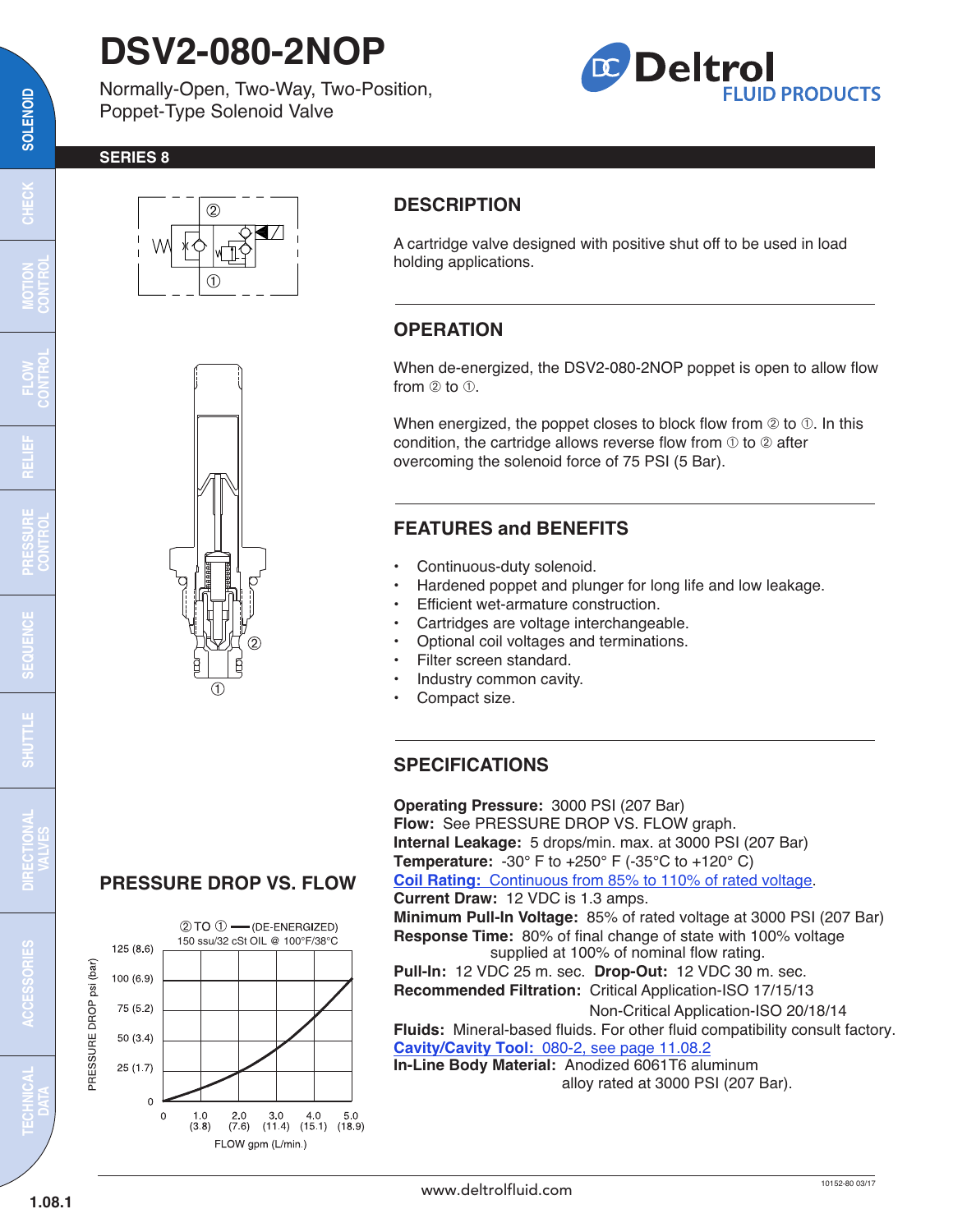# DSV2-080-2NOP

Normally-Open, Two-Way, Two-Position, Poppet-Type Solenoid Valve

**SERIES 8**

②

①

②

①

## DESCRIPTION

A cartridge valve designed with positive shut off to be used in load holding applications.

## OPERATION

When de-energized, the DSV2-080-2NOP poppet is open to allow flow from ② to ①.

When energized, the poppet closes to block flow from ② to ①. In this condition, the cartridge allows reverse flow from ① to ② after overcoming the solenoid force of 75 PSI (5 Bar).

## FEATURES and BENEFITS

- Continuous-duty solenoid.
- Hardened poppet and plunger for long life and low leakage.
- Efficient wet-armature construction.
- Cartridges are voltage interchangeable.
- Optional coil voltages and terminations.
- Filter screen standard.
- Industry common cavity.
- Compact size.

## SPECIFICATIONS

**Operating Pressure:** 3000 PSI (207 Bar)
**Flow:** See PRESSURE DROP VS. FLOW graph.
**Internal Leakage:** 5 drops/min. max. at 3000 PSI (207 Bar)
**Temperature:** -30° F to +250° F (-35°C to +120° C)
**Coil Rating:** Continuous from 85% to 110% of rated voltage.
**Current Draw:** 12 VDC is 1.3 amps.
**Minimum Pull-In Voltage:** 85% of rated voltage at 3000 PSI (207 Bar)
**Response Time:** 80% of final change of state with 100% voltage supplied at 100% of nominal flow rating.
**Pull-In:** 12 VDC 25 m. sec. **Drop-Out:** 12 VDC 30 m. sec.
**Recommended Filtration:** Critical Application-ISO 17/15/13
Non-Critical Application-ISO 20/18/14
**Fluids:** Mineral-based fluids. For other fluid compatibility consult factory.
**Cavity/Cavity Tool:** 080-2, see page 11.08.2
**In-Line Body Material:** Anodized 6061T6 aluminum alloy rated at 3000 PSI (207 Bar).

## PRESSURE DROP VS. FLOW

② TO ① (DE-ENERGIZED)
150 ssu/32 cSt OIL @ 100°F/38°C

PRESSURE DROP psi (bar)

125 (8.6)
100 (6.9)
75 (5.2)
50 (3.4)
25 (1.7)
0

0
1.0 (3.8)
2.0 (7.6)
3.0 (11.4)
4.0 (15.1)
5.0 (18.9)

FLOW gpm (L/min.)

www.deltrolfluid.com

10152-80 03/17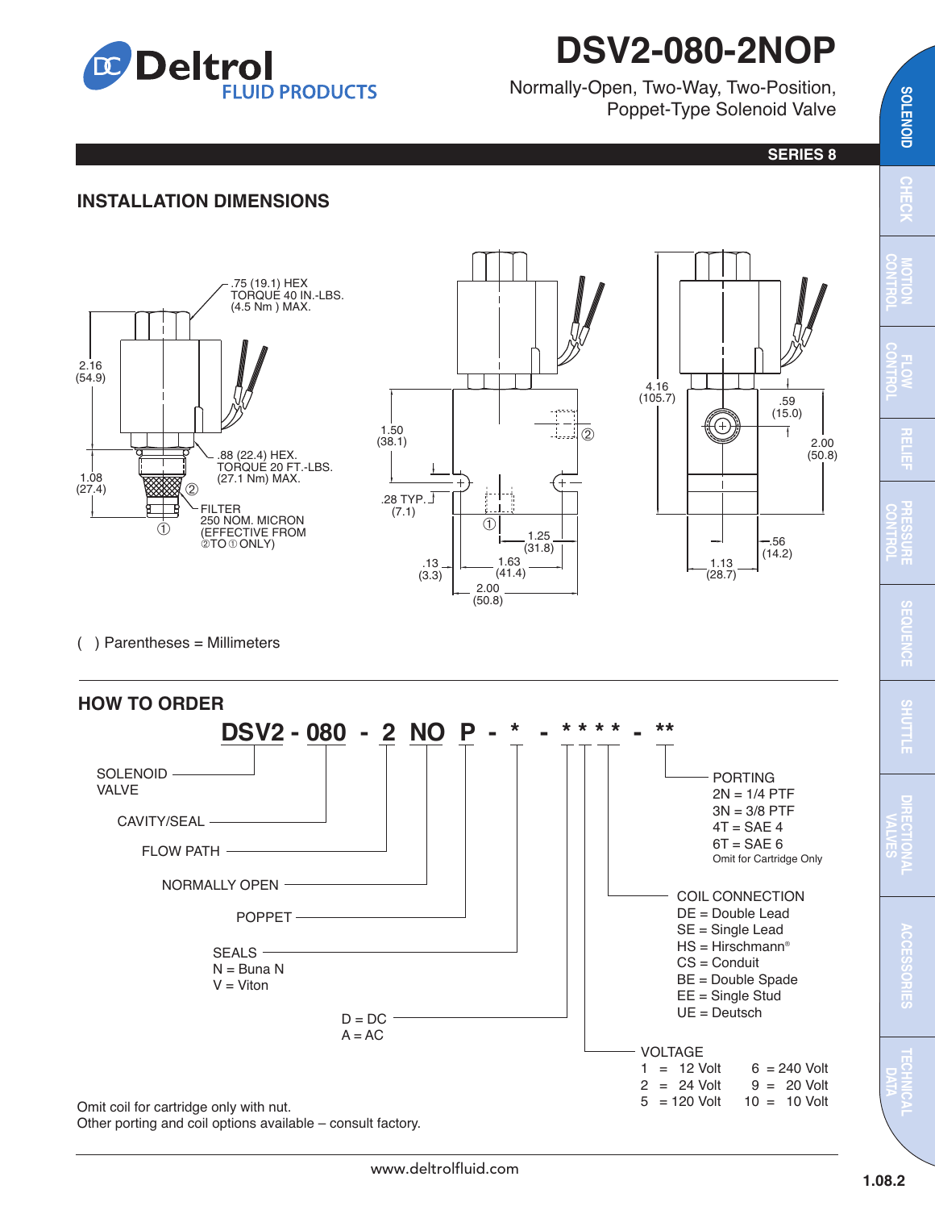# DSV2-080-2NOP

Normally-Open, Two-Way, Two-Position, Poppet-Type Solenoid Valve

**SERIES 8**

## INSTALLATION DIMENSIONS

.75 (19.1) HEX
TORQUE 40 IN.-LBS.
(4.5 Nm ) MAX.

2.16
(54.9)

1.08
(27.4)

.88 (22.4) HEX.
TORQUE 20 FT.-LBS.
(27.1 Nm) MAX.

FILTER
250 NOM. MICRON
(EFFECTIVE FROM ②TO ① ONLY)

1.50
(38.1)

.28 TYP.
(7.1)

.13
(3.3)

1.25
(31.8)

1.63
(41.4)

2.00
(50.8)

4.16
(105.7)

.59
(15.0)

2.00
(50.8)

.56
(14.2)

1.13
(28.7)

( ) Parentheses = Millimeters

## HOW TO ORDER

**DSV2 - 080 - 2 NO P - * - * * * * - ****

- SOLENOID VALVE
- CAVITY/SEAL
- FLOW PATH
- NORMALLY OPEN
- POPPET
- SEALS
  - N = Buna N
  - V = Viton
- D = DC
- A = AC
- VOLTAGE
  - 1 = 12 Volt
  - 2 = 24 Volt
  - 5 = 120 Volt
  - 6 = 240 Volt
  - 9 = 20 Volt
  - 10 = 10 Volt
- COIL CONNECTION
  - DE = Double Lead
  - SE = Single Lead
  - HS = Hirschmann®
  - CS = Conduit
  - BE = Double Spade
  - EE = Single Stud
  - UE = Deutsch
- PORTING
  - 2N = 1/4 PTF
  - 3N = 3/8 PTF
  - 4T = SAE 4
  - 6T = SAE 6
  - Omit for Cartridge Only

Omit coil for cartridge only with nut.
Other porting and coil options available – consult factory.